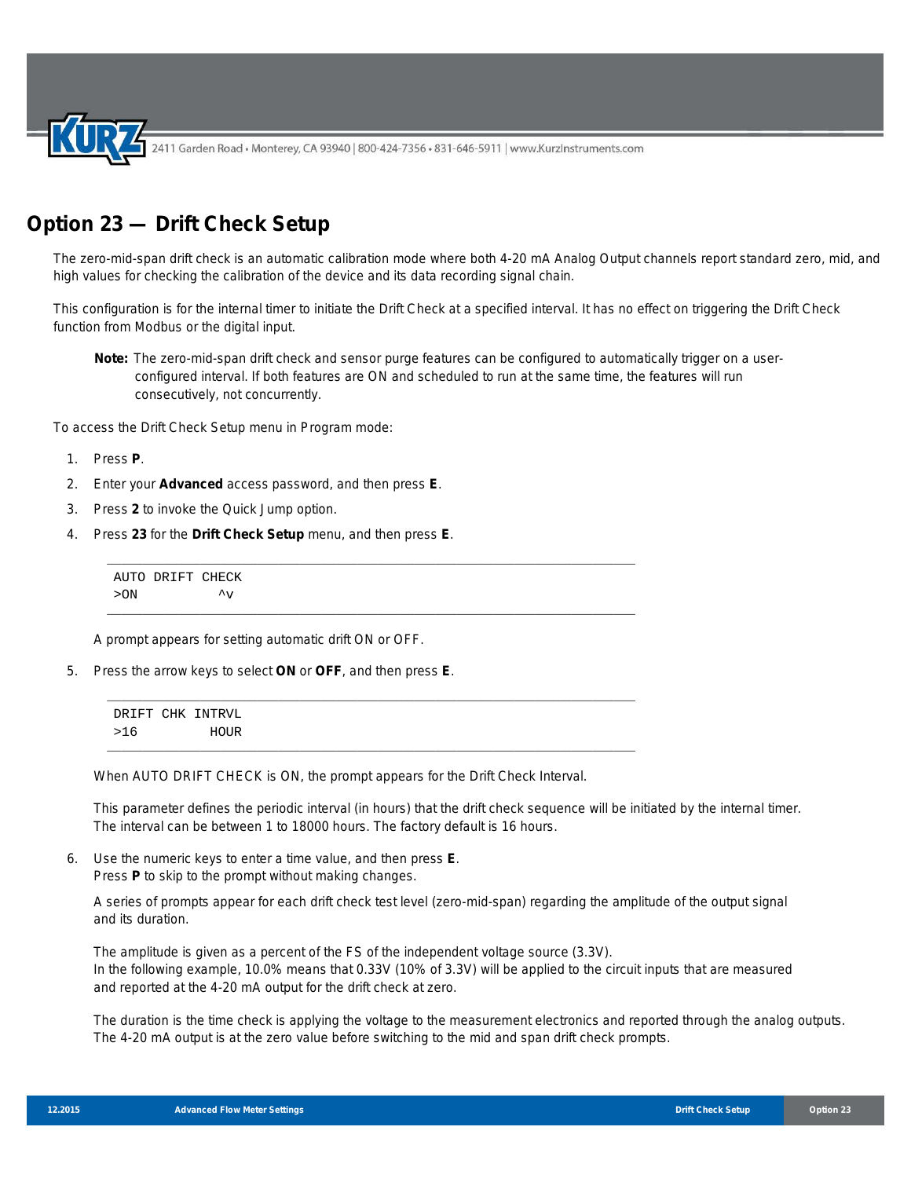# Option 23 — Drift Check Setup

The zero-mid-span drift check is an automatic calibration mode where both 4-20 mA Analog Output channels report standard zero, mid, and high values for checking the calibration of the device and its data recording signal chain.

This configuration is for the internal timer to initiate the Drift Check at a specified interval. It has no effect on triggering the Drift Check function from Modbus or the digital input.

> **Note:** The zero-mid-span drift check and sensor purge features can be configured to automatically trigger on a user-configured interval. If both features are ON and scheduled to run at the same time, the features will run consecutively, not concurrently.

To access the Drift Check Setup menu in Program mode:

1. Press **P**.
2. Enter your **Advanced** access password, and then press **E**.
3. Press **2** to invoke the Quick Jump option.
4. Press **23** for the **Drift Check Setup** menu, and then press **E**.

   ```
   AUTO DRIFT CHECK
   >ON          ^v
   ```

   A prompt appears for setting automatic drift ON or OFF.

5. Press the arrow keys to select **ON** or **OFF**, and then press **E**.

   ```
   DRIFT CHK INTRVL
   >16         HOUR
   ```

   When AUTO DRIFT CHECK is ON, the prompt appears for the Drift Check Interval.

   This parameter defines the periodic interval (in hours) that the drift check sequence will be initiated by the internal timer. The interval can be between 1 to 18000 hours. The factory default is 16 hours.

6. Use the numeric keys to enter a time value, and then press **E**.
   Press **P** to skip to the prompt without making changes.

   A series of prompts appear for each drift check test level (zero-mid-span) regarding the amplitude of the output signal and its duration.

   The amplitude is given as a percent of the FS of the independent voltage source (3.3V).
   In the following example, 10.0% means that 0.33V (10% of 3.3V) will be applied to the circuit inputs that are measured and reported at the 4-20 mA output for the drift check at zero.

   The duration is the time check is applying the voltage to the measurement electronics and reported through the analog outputs. The 4-20 mA output is at the zero value before switching to the mid and span drift check prompts.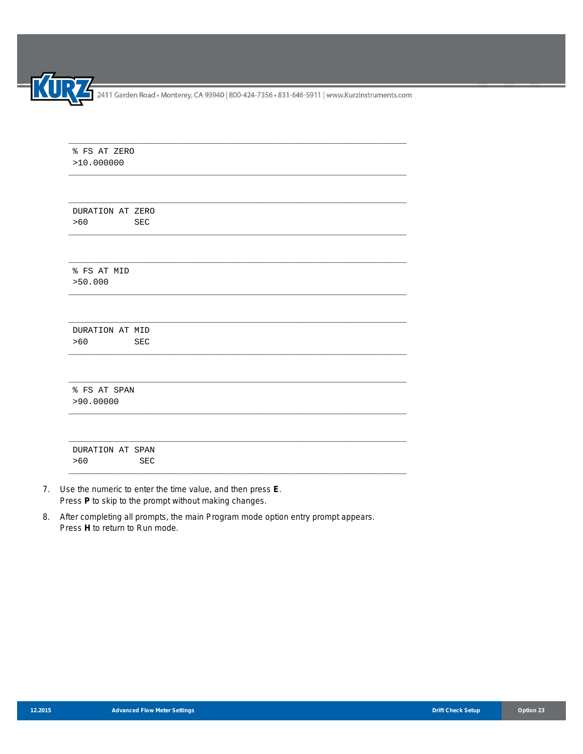```
% FS AT ZERO
>10.000000
```

```
DURATION AT ZERO
>60         SEC
```

```
% FS AT MID
>50.000
```

```
DURATION AT MID
>60         SEC
```

```
% FS AT SPAN
>90.00000
```

```
DURATION AT SPAN
>60          SEC
```

7. Use the numeric to enter the time value, and then press **E**.
   Press **P** to skip to the prompt without making changes.
8. After completing all prompts, the main Program mode option entry prompt appears.
   Press **H** to return to Run mode.